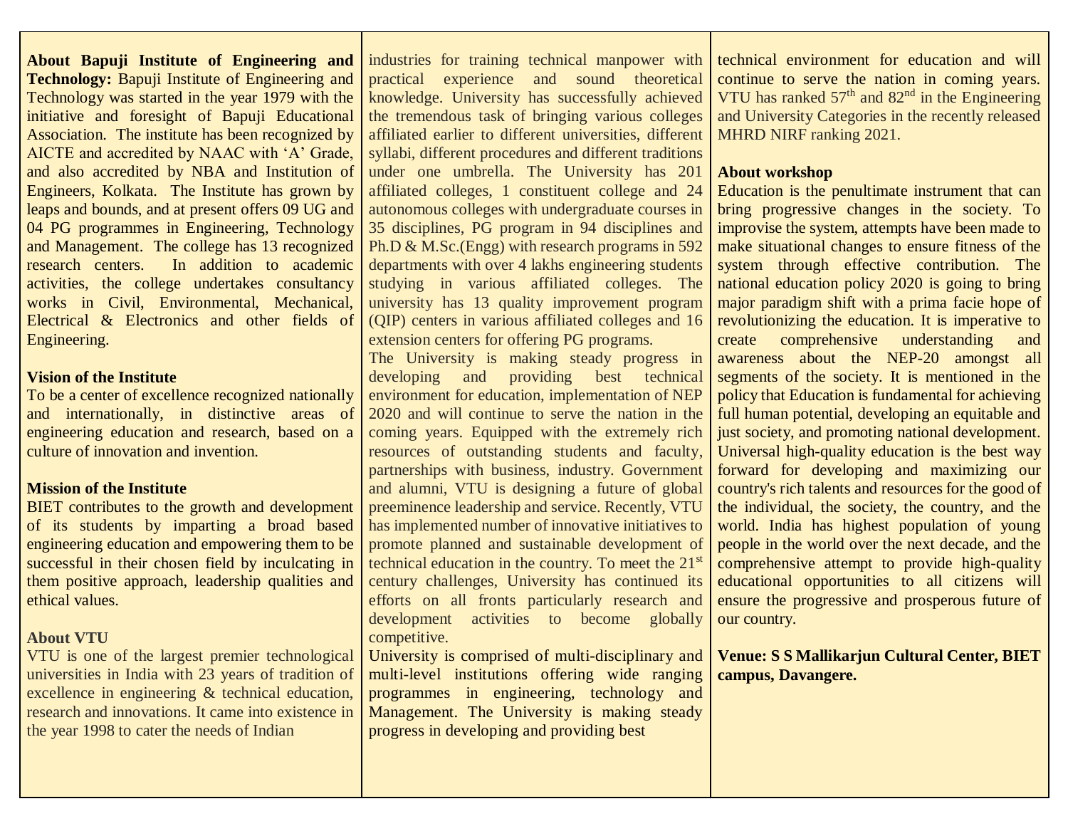**About Bapuji Institute of Engineering and Technology:** Bapuji Institute of Engineering and Technology was started in the year 1979 with the initiative and foresight of Bapuji Educational Association. The institute has been recognized by AICTE and accredited by NAAC with 'A' Grade, and also accredited by NBA and Institution of Engineers, Kolkata. The Institute has grown by leaps and bounds, and at present offers 09 UG and 04 PG programmes in Engineering, Technology and Management. The college has 13 recognized research centers. In addition to academic activities, the college undertakes consultancy works in Civil, Environmental, Mechanical, Electrical & Electronics and other fields of Engineering.

**Vision of the Institute**

To be a center of excellence recognized nationally and internationally, in distinctive areas of engineering education and research, based on a culture of innovation and invention.

**Mission of the Institute**

BIET contributes to the growth and development of its students by imparting a broad based engineering education and empowering them to be successful in their chosen field by inculcating in them positive approach, leadership qualities and ethical values.

**About VTU**

VTU is one of the largest premier technological universities in India with 23 years of tradition of excellence in engineering & technical education, research and innovations. It came into existence in the year 1998 to cater the needs of Indian industries for training technical manpower with practical experience and sound theoretical knowledge. University has successfully achieved the tremendous task of bringing various colleges affiliated earlier to different universities, different syllabi, different procedures and different traditions under one umbrella. The University has 201 affiliated colleges, 1 constituent college and 24 autonomous colleges with undergraduate courses in 35 disciplines, PG program in 94 disciplines and Ph.D & M.Sc.(Engg) with research programs in 592 departments with over 4 lakhs engineering students studying in various affiliated colleges. The university has 13 quality improvement program (QIP) centers in various affiliated colleges and 16 extension centers for offering PG programs.

The University is making steady progress in developing and providing best technical environment for education, implementation of NEP 2020 and will continue to serve the nation in the coming years. Equipped with the extremely rich resources of outstanding students and faculty, partnerships with business, industry. Government and alumni, VTU is designing a future of global preeminence leadership and service. Recently, VTU has implemented number of innovative initiatives to promote planned and sustainable development of technical education in the country. To meet the 21st century challenges, University has continued its efforts on all fronts particularly research and development activities to become globally competitive.

University is comprised of multi-disciplinary and multi-level institutions offering wide ranging programmes in engineering, technology and Management. The University is making steady progress in developing and providing best technical environment for education and will continue to serve the nation in coming years. VTU has ranked 57th and 82nd in the Engineering and University Categories in the recently released MHRD NIRF ranking 2021.

**About workshop**

Education is the penultimate instrument that can bring progressive changes in the society. To improvise the system, attempts have been made to make situational changes to ensure fitness of the system through effective contribution. The national education policy 2020 is going to bring major paradigm shift with a prima facie hope of revolutionizing the education. It is imperative to create comprehensive understanding and awareness about the NEP-20 amongst all segments of the society. It is mentioned in the policy that Education is fundamental for achieving full human potential, developing an equitable and just society, and promoting national development. Universal high-quality education is the best way forward for developing and maximizing our country's rich talents and resources for the good of the individual, the society, the country, and the world. India has highest population of young people in the world over the next decade, and the comprehensive attempt to provide high-quality educational opportunities to all citizens will ensure the progressive and prosperous future of our country.

**Venue: S S Mallikarjun Cultural Center, BIET campus, Davangere.**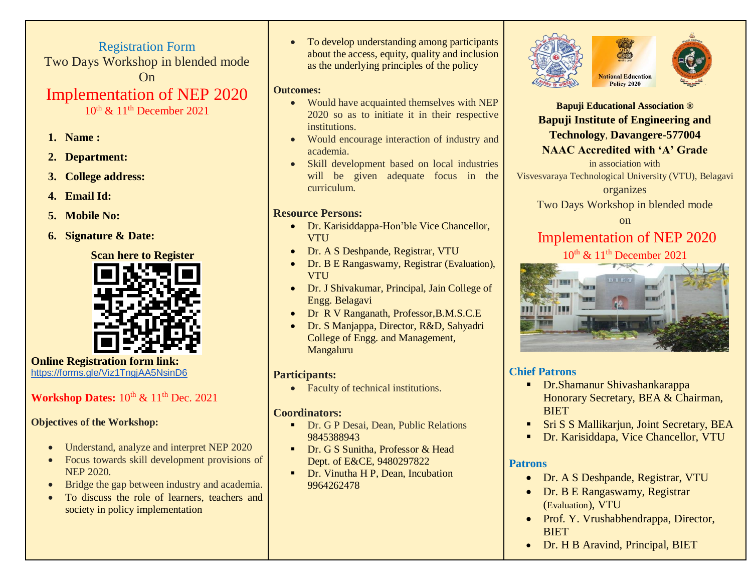Registration Form

Two Days Workshop in blended mode

On

# Implementation of NEP 2020

10th & 11th December 2021

1. **Name :**
2. **Department:**
3. **College address:**
4. **Email Id:**
5. **Mobile No:**
6. **Signature & Date:**

**Scan here to Register**

**Online Registration form link:**
https://forms.gle/Viz1TngjAA5NsinD6

**Workshop Dates:** 10th & 11th Dec. 2021

**Objectives of the Workshop:**

- Understand, analyze and interpret NEP 2020
- Focus towards skill development provisions of NEP 2020.
- Bridge the gap between industry and academia.
- To discuss the role of learners, teachers and society in policy implementation
- To develop understanding among participants about the access, equity, quality and inclusion as the underlying principles of the policy

**Outcomes:**

- Would have acquainted themselves with NEP 2020 so as to initiate it in their respective institutions.
- Would encourage interaction of industry and academia.
- Skill development based on local industries will be given adequate focus in the curriculum.

**Resource Persons:**

- Dr. Karisiddappa-Hon'ble Vice Chancellor, VTU
- Dr. A S Deshpande, Registrar, VTU
- Dr. B E Rangaswamy, Registrar (Evaluation), VTU
- Dr. J Shivakumar, Principal, Jain College of Engg. Belagavi
- Dr R V Ranganath, Professor,B.M.S.C.E
- Dr. S Manjappa, Director, R&D, Sahyadri College of Engg. and Management, Mangaluru

**Participants:**

- Faculty of technical institutions.

**Coordinators:**

- Dr. G P Desai, Dean, Public Relations 9845388943
- Dr. G S Sunitha, Professor & Head Dept. of E&CE, 9480297822
- Dr. Vinutha H P, Dean, Incubation 9964262478

National Education Policy 2020

**Bapuji Educational Association ®**

**Bapuji Institute of Engineering and Technology, Davangere-577004**

**NAAC Accredited with 'A' Grade**

in association with

Visvesvaraya Technological University (VTU), Belagavi

organizes

Two Days Workshop in blended mode

on

# Implementation of NEP 2020

10th & 11th December 2021

## Chief Patrons

- Dr.Shamanur Shivashankarappa Honorary Secretary, BEA & Chairman, BIET
- Sri S S Mallikarjun, Joint Secretary, BEA
- Dr. Karisiddapa, Vice Chancellor, VTU

## Patrons

- Dr. A S Deshpande, Registrar, VTU
- Dr. B E Rangaswamy, Registrar (Evaluation), VTU
- Prof. Y. Vrushabhendrappa, Director, BIET
- Dr. H B Aravind, Principal, BIET